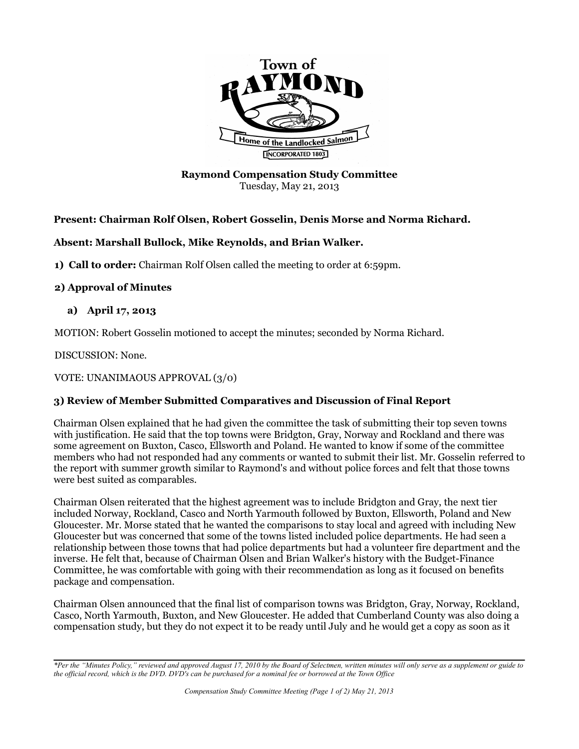**Raymond Compensation Study Committee**
Tuesday, May 21, 2013

**Present: Chairman Rolf Olsen, Robert Gosselin, Denis Morse and Norma Richard.**

**Absent: Marshall Bullock, Mike Reynolds, and Brian Walker.**

**1) Call to order:** Chairman Rolf Olsen called the meeting to order at 6:59pm.

**2) Approval of Minutes**

**a) April 17, 2013**

MOTION: Robert Gosselin motioned to accept the minutes; seconded by Norma Richard.

DISCUSSION: None.

VOTE: UNANIMAOUS APPROVAL (3/0)

**3) Review of Member Submitted Comparatives and Discussion of Final Report**

Chairman Olsen explained that he had given the committee the task of submitting their top seven towns with justification. He said that the top towns were Bridgton, Gray, Norway and Rockland and there was some agreement on Buxton, Casco, Ellsworth and Poland. He wanted to know if some of the committee members who had not responded had any comments or wanted to submit their list. Mr. Gosselin referred to the report with summer growth similar to Raymond's and without police forces and felt that those towns were best suited as comparables.

Chairman Olsen reiterated that the highest agreement was to include Bridgton and Gray, the next tier included Norway, Rockland, Casco and North Yarmouth followed by Buxton, Ellsworth, Poland and New Gloucester. Mr. Morse stated that he wanted the comparisons to stay local and agreed with including New Gloucester but was concerned that some of the towns listed included police departments. He had seen a relationship between those towns that had police departments but had a volunteer fire department and the inverse. He felt that, because of Chairman Olsen and Brian Walker's history with the Budget-Finance Committee, he was comfortable with going with their recommendation as long as it focused on benefits package and compensation.

Chairman Olsen announced that the final list of comparison towns was Bridgton, Gray, Norway, Rockland, Casco, North Yarmouth, Buxton, and New Gloucester. He added that Cumberland County was also doing a compensation study, but they do not expect it to be ready until July and he would get a copy as soon as it

*\*Per the "Minutes Policy," reviewed and approved August 17, 2010 by the Board of Selectmen, written minutes will only serve as a supplement or guide to the official record, which is the DVD. DVD's can be purchased for a nominal fee or borrowed at the Town Office*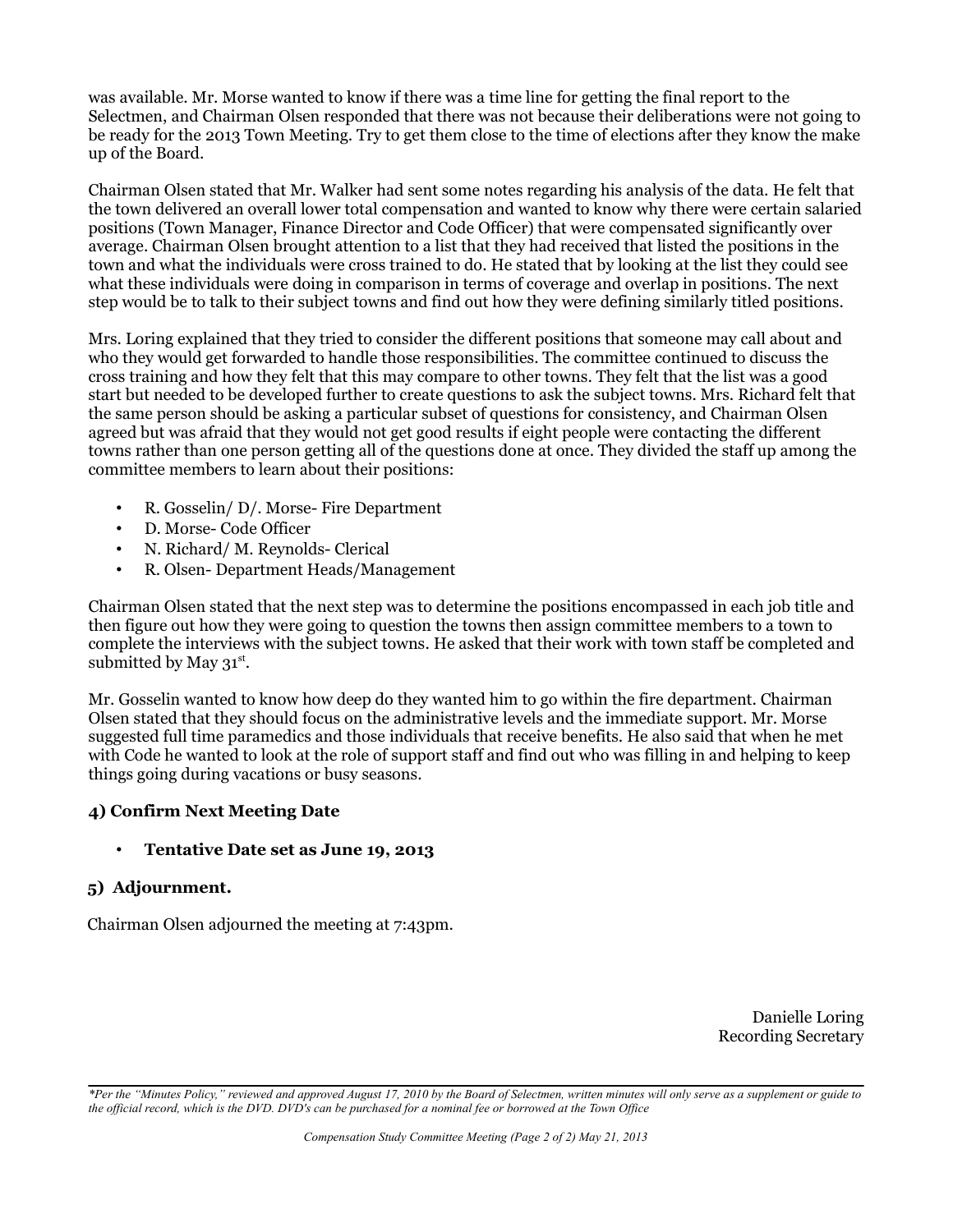was available. Mr. Morse wanted to know if there was a time line for getting the final report to the Selectmen, and Chairman Olsen responded that there was not because their deliberations were not going to be ready for the 2013 Town Meeting. Try to get them close to the time of elections after they know the make up of the Board.

Chairman Olsen stated that Mr. Walker had sent some notes regarding his analysis of the data. He felt that the town delivered an overall lower total compensation and wanted to know why there were certain salaried positions (Town Manager, Finance Director and Code Officer) that were compensated significantly over average. Chairman Olsen brought attention to a list that they had received that listed the positions in the town and what the individuals were cross trained to do. He stated that by looking at the list they could see what these individuals were doing in comparison in terms of coverage and overlap in positions. The next step would be to talk to their subject towns and find out how they were defining similarly titled positions.

Mrs. Loring explained that they tried to consider the different positions that someone may call about and who they would get forwarded to handle those responsibilities. The committee continued to discuss the cross training and how they felt that this may compare to other towns. They felt that the list was a good start but needed to be developed further to create questions to ask the subject towns. Mrs. Richard felt that the same person should be asking a particular subset of questions for consistency, and Chairman Olsen agreed but was afraid that they would not get good results if eight people were contacting the different towns rather than one person getting all of the questions done at once. They divided the staff up among the committee members to learn about their positions:

- R. Gosselin/ D/. Morse- Fire Department
- D. Morse- Code Officer
- N. Richard/ M. Reynolds- Clerical
- R. Olsen- Department Heads/Management

Chairman Olsen stated that the next step was to determine the positions encompassed in each job title and then figure out how they were going to question the towns then assign committee members to a town to complete the interviews with the subject towns. He asked that their work with town staff be completed and submitted by May 31st.

Mr. Gosselin wanted to know how deep do they wanted him to go within the fire department. Chairman Olsen stated that they should focus on the administrative levels and the immediate support. Mr. Morse suggested full time paramedics and those individuals that receive benefits. He also said that when he met with Code he wanted to look at the role of support staff and find out who was filling in and helping to keep things going during vacations or busy seasons.

### 4) Confirm Next Meeting Date

- **Tentative Date set as June 19, 2013**

### 5) Adjournment.

Chairman Olsen adjourned the meeting at 7:43pm.

Danielle Loring
Recording Secretary

*\*Per the "Minutes Policy," reviewed and approved August 17, 2010 by the Board of Selectmen, written minutes will only serve as a supplement or guide to the official record, which is the DVD. DVD's can be purchased for a nominal fee or borrowed at the Town Office*